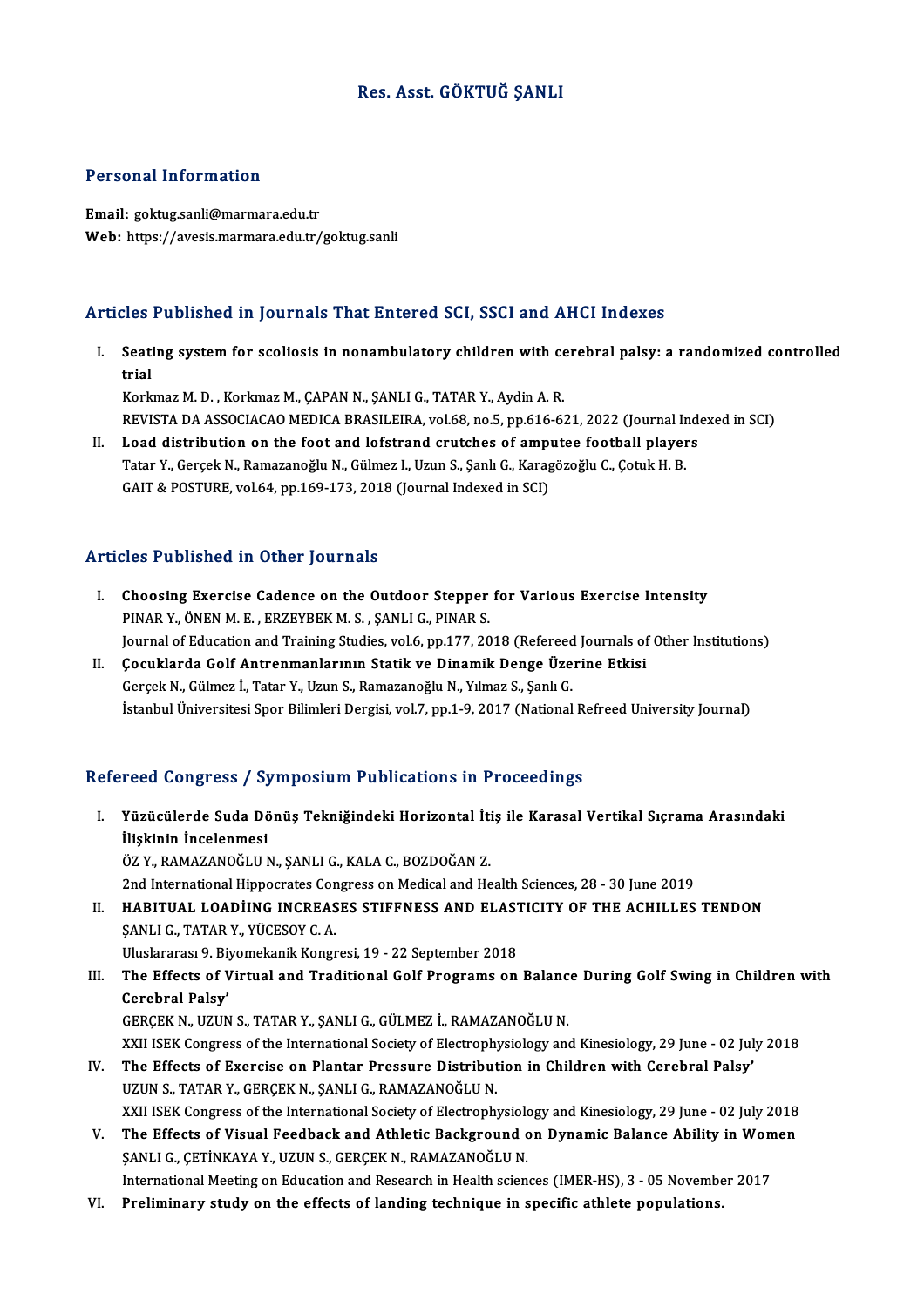# Res. Asst. GÖKTUĞ ŞANLI

## Personal Information

**Email:** goktug.sanli@marmara.edu.tr
**Web:** https://avesis.marmara.edu.tr/goktug.sanli

## Articles Published in Journals That Entered SCI, SSCI and AHCI Indexes

I. **Seating system for scoliosis in nonambulatory children with cerebral palsy: a randomized controlled trial**
Korkmaz M. D. , Korkmaz M., ÇAPAN N., ŞANLI G., TATAR Y., Aydin A. R.
REVISTA DA ASSOCIACAO MEDICA BRASILEIRA, vol.68, no.5, pp.616-621, 2022 (Journal Indexed in SCI)

II. **Load distribution on the foot and lofstrand crutches of amputee football players**
Tatar Y., Gerçek N., Ramazanoğlu N., Gülmez I., Uzun S., Şanlı G., Karagözoğlu C., Çotuk H. B.
GAIT & POSTURE, vol.64, pp.169-173, 2018 (Journal Indexed in SCI)

## Articles Published in Other Journals

I. **Choosing Exercise Cadence on the Outdoor Stepper for Various Exercise Intensity**
PINAR Y., ÖNEN M. E. , ERZEYBEK M. S. , ŞANLI G., PINAR S.
Journal of Education and Training Studies, vol.6, pp.177, 2018 (Refereed Journals of Other Institutions)

II. **Çocuklarda Golf Antrenmanlarının Statik ve Dinamik Denge Üzerine Etkisi**
Gerçek N., Gülmez İ., Tatar Y., Uzun S., Ramazanoğlu N., Yılmaz S., Şanlı G.
İstanbul Üniversitesi Spor Bilimleri Dergisi, vol.7, pp.1-9, 2017 (National Refreed University Journal)

## Refereed Congress / Symposium Publications in Proceedings

I. **Yüzücülerde Suda Dönüş Tekniğindeki Horizontal İtiş ile Karasal Vertikal Sıçrama Arasındaki İlişkinin İncelenmesi**
ÖZ Y., RAMAZANOĞLU N., ŞANLI G., KALA C., BOZDOĞAN Z.
2nd International Hippocrates Congress on Medical and Health Sciences, 28 - 30 June 2019

II. **HABITUAL LOADİING INCREASES STIFFNESS AND ELASTICITY OF THE ACHILLES TENDON**
ŞANLI G., TATAR Y., YÜCESOY C. A.
Uluslararası 9. Biyomekanik Kongresi, 19 - 22 September 2018

III. **The Effects of Virtual and Traditional Golf Programs on Balance During Golf Swing in Children with Cerebral Palsy'**
GERÇEK N., UZUN S., TATAR Y., ŞANLI G., GÜLMEZ İ., RAMAZANOĞLU N.
XXII ISEK Congress of the International Society of Electrophysiology and Kinesiology, 29 June - 02 July 2018

IV. **The Effects of Exercise on Plantar Pressure Distribution in Children with Cerebral Palsy'**
UZUN S., TATAR Y., GERÇEK N., ŞANLI G., RAMAZANOĞLU N.
XXII ISEK Congress of the International Society of Electrophysiology and Kinesiology, 29 June - 02 July 2018

V. **The Effects of Visual Feedback and Athletic Background on Dynamic Balance Ability in Women**
ŞANLI G., ÇETİNKAYA Y., UZUN S., GERÇEK N., RAMAZANOĞLU N.
International Meeting on Education and Research in Health sciences (IMER-HS), 3 - 05 November 2017

VI. **Preliminary study on the effects of landing technique in specific athlete populations.**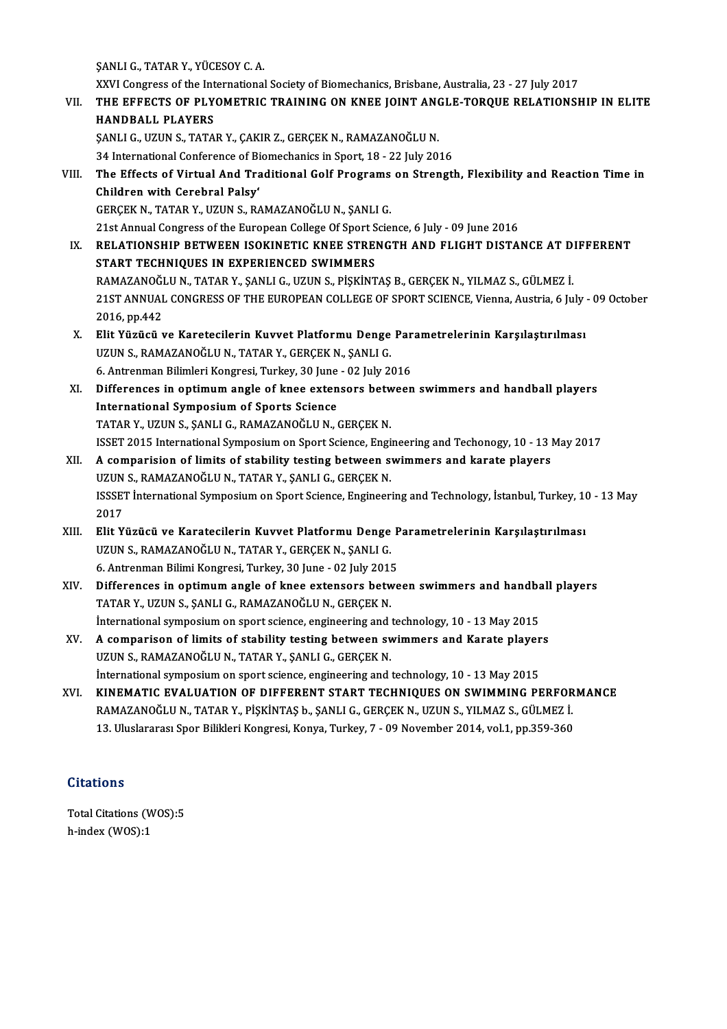ŞANLI G., TATAR Y., YÜCESOY C. A.
XXVI Congress of the International Society of Biomechanics, Brisbane, Australia, 23 - 27 July 2017

VII. **THE EFFECTS OF PLYOMETRIC TRAINING ON KNEE JOINT ANGLE-TORQUE RELATIONSHIP IN ELITE HANDBALL PLAYERS**
ŞANLI G., UZUN S., TATAR Y., ÇAKIR Z., GERÇEK N., RAMAZANOĞLU N.
34 International Conference of Biomechanics in Sport, 18 - 22 July 2016

VIII. **The Effects of Virtual And Traditional Golf Programs on Strength, Flexibility and Reaction Time in Children with Cerebral Palsy'**
GERÇEK N., TATAR Y., UZUN S., RAMAZANOĞLU N., ŞANLI G.
21st Annual Congress of the European College Of Sport Science, 6 July - 09 June 2016

IX. **RELATIONSHIP BETWEEN ISOKINETIC KNEE STRENGTH AND FLIGHT DISTANCE AT DIFFERENT START TECHNIQUES IN EXPERIENCED SWIMMERS**
RAMAZANOĞLU N., TATAR Y., ŞANLI G., UZUN S., PİŞKİNTAŞ B., GERÇEK N., YILMAZ S., GÜLMEZ İ.
21ST ANNUAL CONGRESS OF THE EUROPEAN COLLEGE OF SPORT SCIENCE, Vienna, Austria, 6 July - 09 October 2016, pp.442

X. **Elit Yüzücü ve Karetecilerin Kuvvet Platformu Denge Parametrelerinin Karşılaştırılması**
UZUN S., RAMAZANOĞLU N., TATAR Y., GERÇEK N., ŞANLI G.
6. Antrenman Bilimleri Kongresi, Turkey, 30 June - 02 July 2016

XI. **Differences in optimum angle of knee extensors between swimmers and handball players International Symposium of Sports Science**
TATAR Y., UZUN S., ŞANLI G., RAMAZANOĞLU N., GERÇEK N.
ISSET 2015 International Symposium on Sport Science, Engineering and Techonogy, 10 - 13 May 2017

XII. **A comparision of limits of stability testing between swimmers and karate players**
UZUN S., RAMAZANOĞLU N., TATAR Y., ŞANLI G., GERÇEK N.
ISSSET İnternational Symposium on Sport Science, Engineering and Technology, İstanbul, Turkey, 10 - 13 May 2017

XIII. **Elit Yüzücü ve Karatecilerin Kuvvet Platformu Denge Parametrelerinin Karşılaştırılması**
UZUN S., RAMAZANOĞLU N., TATAR Y., GERÇEK N., ŞANLI G.
6. Antrenman Bilimi Kongresi, Turkey, 30 June - 02 July 2015

XIV. **Differences in optimum angle of knee extensors between swimmers and handball players**
TATAR Y., UZUN S., ŞANLI G., RAMAZANOĞLU N., GERÇEK N.
İnternational symposium on sport science, engineering and technology, 10 - 13 May 2015

XV. **A comparison of limits of stability testing between swimmers and Karate players**
UZUN S., RAMAZANOĞLU N., TATAR Y., ŞANLI G., GERÇEK N.
İnternational symposium on sport science, engineering and technology, 10 - 13 May 2015

XVI. **KINEMATIC EVALUATION OF DIFFERENT START TECHNIQUES ON SWIMMING PERFORMANCE**
RAMAZANOĞLU N., TATAR Y., PİŞKİNTAŞ b., ŞANLI G., GERÇEK N., UZUN S., YILMAZ S., GÜLMEZ İ.
13. Uluslararası Spor Bilikleri Kongresi, Konya, Turkey, 7 - 09 November 2014, vol.1, pp.359-360

## Citations

Total Citations (WOS):5
h-index (WOS):1